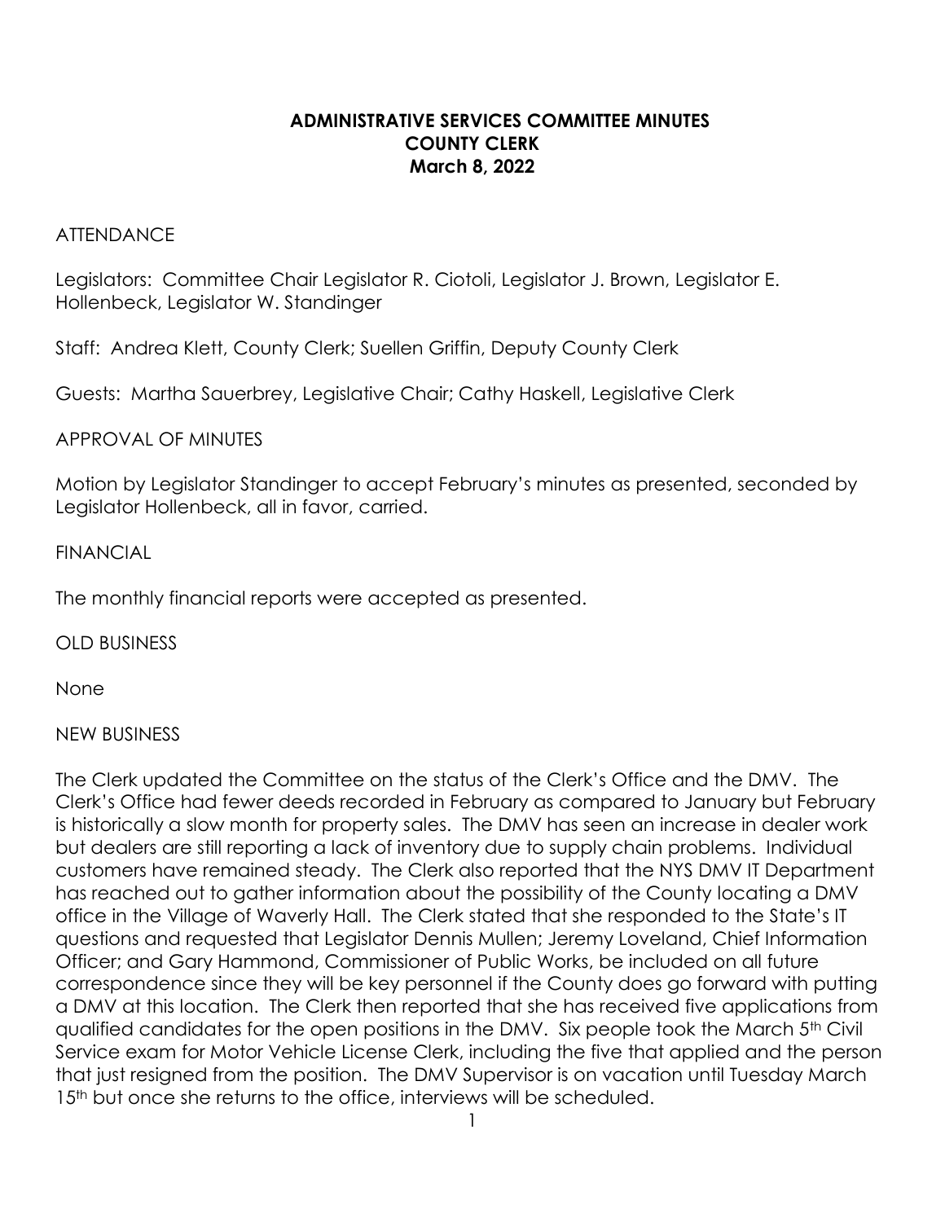# ADMINISTRATIVE SERVICES COMMITTEE MINUTES
## COUNTY CLERK
### March 8, 2022

ATTENDANCE

Legislators: Committee Chair Legislator R. Ciotoli, Legislator J. Brown, Legislator E. Hollenbeck, Legislator W. Standinger

Staff: Andrea Klett, County Clerk; Suellen Griffin, Deputy County Clerk

Guests: Martha Sauerbrey, Legislative Chair; Cathy Haskell, Legislative Clerk

APPROVAL OF MINUTES

Motion by Legislator Standinger to accept February's minutes as presented, seconded by Legislator Hollenbeck, all in favor, carried.

FINANCIAL

The monthly financial reports were accepted as presented.

OLD BUSINESS

None

NEW BUSINESS

The Clerk updated the Committee on the status of the Clerk's Office and the DMV. The Clerk's Office had fewer deeds recorded in February as compared to January but February is historically a slow month for property sales. The DMV has seen an increase in dealer work but dealers are still reporting a lack of inventory due to supply chain problems. Individual customers have remained steady. The Clerk also reported that the NYS DMV IT Department has reached out to gather information about the possibility of the County locating a DMV office in the Village of Waverly Hall. The Clerk stated that she responded to the State's IT questions and requested that Legislator Dennis Mullen; Jeremy Loveland, Chief Information Officer; and Gary Hammond, Commissioner of Public Works, be included on all future correspondence since they will be key personnel if the County does go forward with putting a DMV at this location. The Clerk then reported that she has received five applications from qualified candidates for the open positions in the DMV. Six people took the March 5th Civil Service exam for Motor Vehicle License Clerk, including the five that applied and the person that just resigned from the position. The DMV Supervisor is on vacation until Tuesday March 15th but once she returns to the office, interviews will be scheduled.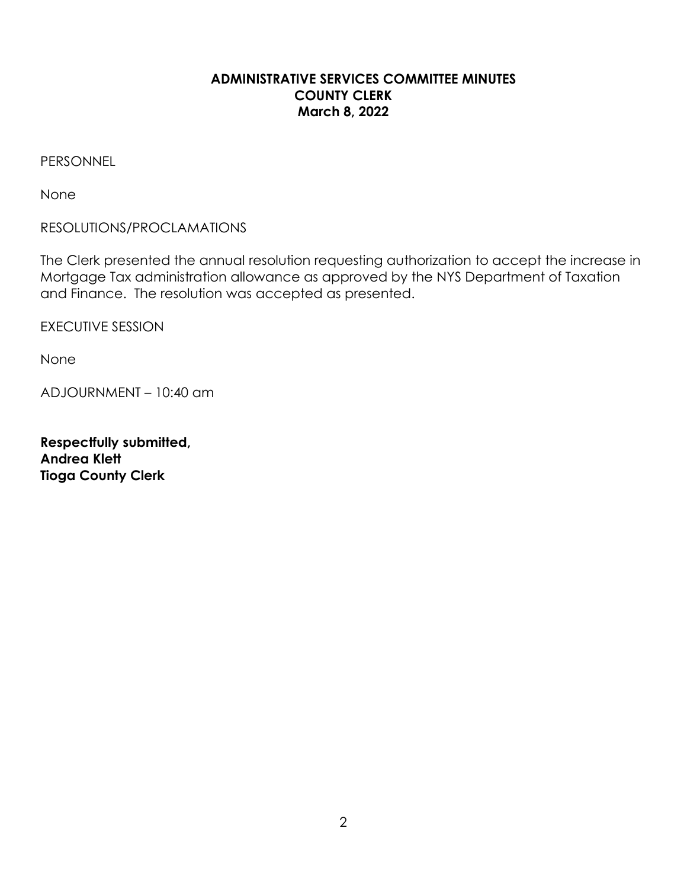**ADMINISTRATIVE SERVICES COMMITTEE MINUTES**
**COUNTY CLERK**
**March 8, 2022**

PERSONNEL

None

RESOLUTIONS/PROCLAMATIONS

The Clerk presented the annual resolution requesting authorization to accept the increase in Mortgage Tax administration allowance as approved by the NYS Department of Taxation and Finance. The resolution was accepted as presented.

EXECUTIVE SESSION

None

ADJOURNMENT – 10:40 am

**Respectfully submitted,**
**Andrea Klett**
**Tioga County Clerk**